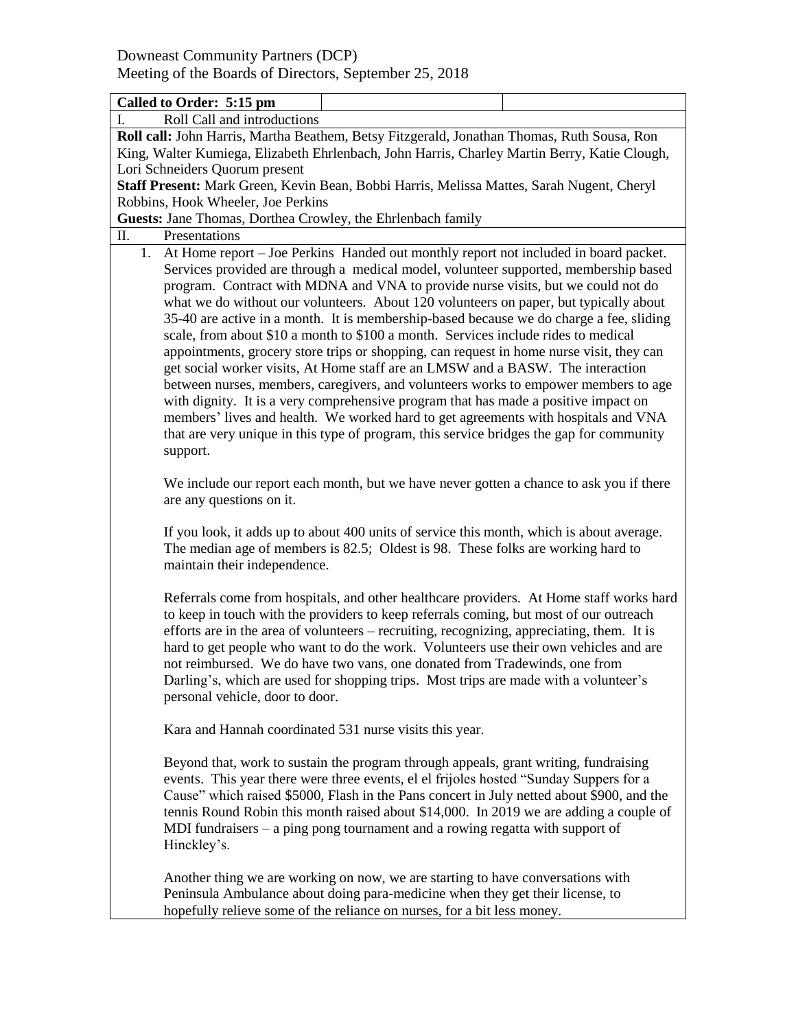Downeast Community Partners (DCP)
Meeting of the Boards of Directors, September 25, 2018

**Called to Order: 5:15 pm**

I. Roll Call and introductions

**Roll call:** John Harris, Martha Beathem, Betsy Fitzgerald, Jonathan Thomas, Ruth Sousa, Ron King, Walter Kumiega, Elizabeth Ehrlenbach, John Harris, Charley Martin Berry, Katie Clough, Lori Schneiders Quorum present

**Staff Present:** Mark Green, Kevin Bean, Bobbi Harris, Melissa Mattes, Sarah Nugent, Cheryl Robbins, Hook Wheeler, Joe Perkins

**Guests:** Jane Thomas, Dorthea Crowley, the Ehrlenbach family

II. Presentations

1. At Home report – Joe Perkins Handed out monthly report not included in board packet. Services provided are through a medical model, volunteer supported, membership based program. Contract with MDNA and VNA to provide nurse visits, but we could not do what we do without our volunteers. About 120 volunteers on paper, but typically about 35-40 are active in a month. It is membership-based because we do charge a fee, sliding scale, from about $10 a month to $100 a month. Services include rides to medical appointments, grocery store trips or shopping, can request in home nurse visit, they can get social worker visits, At Home staff are an LMSW and a BASW. The interaction between nurses, members, caregivers, and volunteers works to empower members to age with dignity. It is a very comprehensive program that has made a positive impact on members' lives and health. We worked hard to get agreements with hospitals and VNA that are very unique in this type of program, this service bridges the gap for community support.

   We include our report each month, but we have never gotten a chance to ask you if there are any questions on it.

   If you look, it adds up to about 400 units of service this month, which is about average. The median age of members is 82.5; Oldest is 98. These folks are working hard to maintain their independence.

   Referrals come from hospitals, and other healthcare providers. At Home staff works hard to keep in touch with the providers to keep referrals coming, but most of our outreach efforts are in the area of volunteers – recruiting, recognizing, appreciating, them. It is hard to get people who want to do the work. Volunteers use their own vehicles and are not reimbursed. We do have two vans, one donated from Tradewinds, one from Darling's, which are used for shopping trips. Most trips are made with a volunteer's personal vehicle, door to door.

   Kara and Hannah coordinated 531 nurse visits this year.

   Beyond that, work to sustain the program through appeals, grant writing, fundraising events. This year there were three events, el el frijoles hosted "Sunday Suppers for a Cause" which raised $5000, Flash in the Pans concert in July netted about $900, and the tennis Round Robin this month raised about $14,000. In 2019 we are adding a couple of MDI fundraisers – a ping pong tournament and a rowing regatta with support of Hinckley's.

   Another thing we are working on now, we are starting to have conversations with Peninsula Ambulance about doing para-medicine when they get their license, to hopefully relieve some of the reliance on nurses, for a bit less money.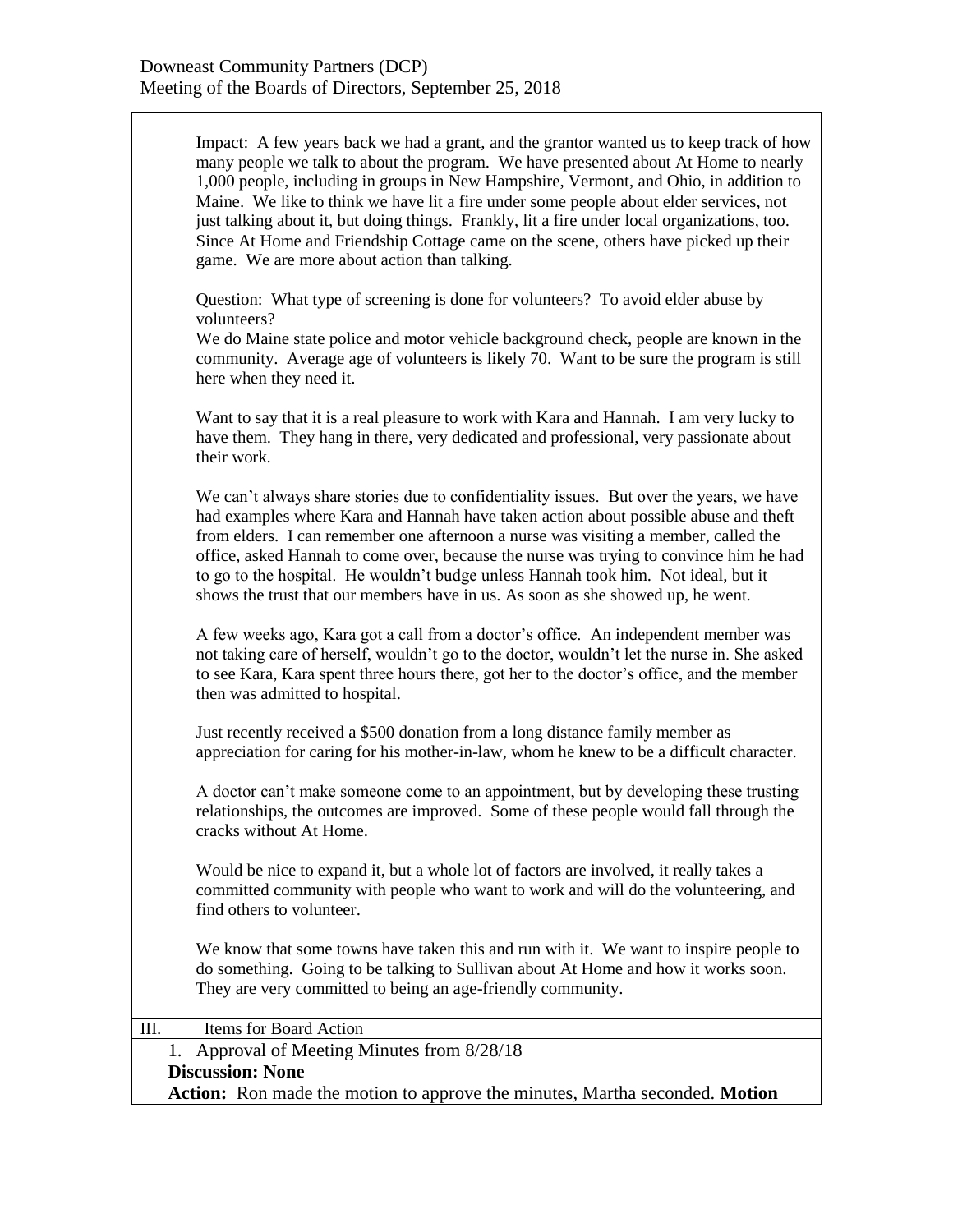Impact: A few years back we had a grant, and the grantor wanted us to keep track of how many people we talk to about the program. We have presented about At Home to nearly 1,000 people, including in groups in New Hampshire, Vermont, and Ohio, in addition to Maine. We like to think we have lit a fire under some people about elder services, not just talking about it, but doing things. Frankly, lit a fire under local organizations, too. Since At Home and Friendship Cottage came on the scene, others have picked up their game. We are more about action than talking.

Question: What type of screening is done for volunteers? To avoid elder abuse by volunteers?
We do Maine state police and motor vehicle background check, people are known in the community. Average age of volunteers is likely 70. Want to be sure the program is still here when they need it.

Want to say that it is a real pleasure to work with Kara and Hannah. I am very lucky to have them. They hang in there, very dedicated and professional, very passionate about their work.

We can't always share stories due to confidentiality issues. But over the years, we have had examples where Kara and Hannah have taken action about possible abuse and theft from elders. I can remember one afternoon a nurse was visiting a member, called the office, asked Hannah to come over, because the nurse was trying to convince him he had to go to the hospital. He wouldn't budge unless Hannah took him. Not ideal, but it shows the trust that our members have in us. As soon as she showed up, he went.

A few weeks ago, Kara got a call from a doctor's office. An independent member was not taking care of herself, wouldn't go to the doctor, wouldn't let the nurse in. She asked to see Kara, Kara spent three hours there, got her to the doctor's office, and the member then was admitted to hospital.

Just recently received a $500 donation from a long distance family member as appreciation for caring for his mother-in-law, whom he knew to be a difficult character.

A doctor can't make someone come to an appointment, but by developing these trusting relationships, the outcomes are improved. Some of these people would fall through the cracks without At Home.

Would be nice to expand it, but a whole lot of factors are involved, it really takes a committed community with people who want to work and will do the volunteering, and find others to volunteer.

We know that some towns have taken this and run with it. We want to inspire people to do something. Going to be talking to Sullivan about At Home and how it works soon. They are very committed to being an age-friendly community.

## III. Items for Board Action

1. Approval of Meeting Minutes from 8/28/18

**Discussion: None**

**Action:** Ron made the motion to approve the minutes, Martha seconded. **Motion**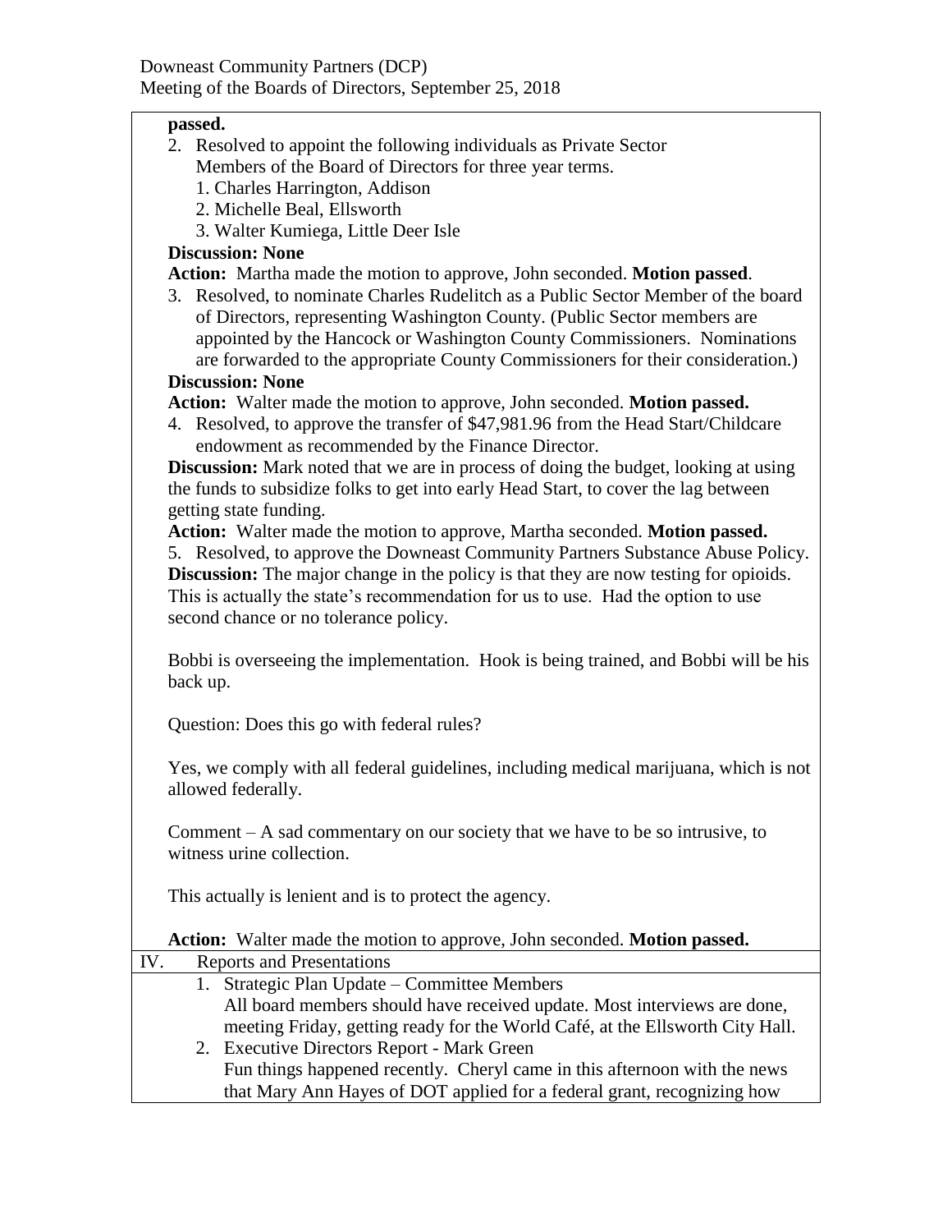**passed.**

2. Resolved to appoint the following individuals as Private Sector Members of the Board of Directors for three year terms.
    1. Charles Harrington, Addison
    2. Michelle Beal, Ellsworth
    3. Walter Kumiega, Little Deer Isle

**Discussion: None**

**Action:** Martha made the motion to approve, John seconded. **Motion passed**.

3. Resolved, to nominate Charles Rudelitch as a Public Sector Member of the board of Directors, representing Washington County. (Public Sector members are appointed by the Hancock or Washington County Commissioners. Nominations are forwarded to the appropriate County Commissioners for their consideration.)

**Discussion: None**

**Action:** Walter made the motion to approve, John seconded. **Motion passed.**

4. Resolved, to approve the transfer of $47,981.96 from the Head Start/Childcare endowment as recommended by the Finance Director.

**Discussion:** Mark noted that we are in process of doing the budget, looking at using the funds to subsidize folks to get into early Head Start, to cover the lag between getting state funding.

**Action:** Walter made the motion to approve, Martha seconded. **Motion passed.**

5. Resolved, to approve the Downeast Community Partners Substance Abuse Policy.

**Discussion:** The major change in the policy is that they are now testing for opioids. This is actually the state's recommendation for us to use. Had the option to use second chance or no tolerance policy.

Bobbi is overseeing the implementation. Hook is being trained, and Bobbi will be his back up.

Question: Does this go with federal rules?

Yes, we comply with all federal guidelines, including medical marijuana, which is not allowed federally.

Comment – A sad commentary on our society that we have to be so intrusive, to witness urine collection.

This actually is lenient and is to protect the agency.

**Action:** Walter made the motion to approve, John seconded. **Motion passed.**

IV. Reports and Presentations

1. Strategic Plan Update – Committee Members
   All board members should have received update. Most interviews are done, meeting Friday, getting ready for the World Café, at the Ellsworth City Hall.
2. Executive Directors Report - Mark Green
   Fun things happened recently. Cheryl came in this afternoon with the news that Mary Ann Hayes of DOT applied for a federal grant, recognizing how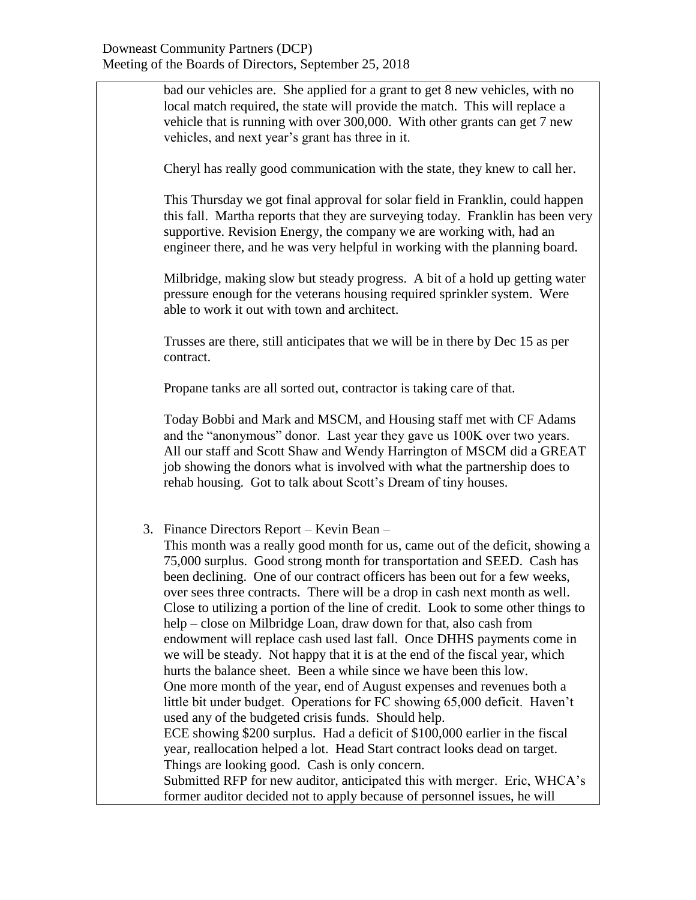bad our vehicles are. She applied for a grant to get 8 new vehicles, with no local match required, the state will provide the match. This will replace a vehicle that is running with over 300,000. With other grants can get 7 new vehicles, and next year's grant has three in it.

Cheryl has really good communication with the state, they knew to call her.

This Thursday we got final approval for solar field in Franklin, could happen this fall. Martha reports that they are surveying today. Franklin has been very supportive. Revision Energy, the company we are working with, had an engineer there, and he was very helpful in working with the planning board.

Milbridge, making slow but steady progress. A bit of a hold up getting water pressure enough for the veterans housing required sprinkler system. Were able to work it out with town and architect.

Trusses are there, still anticipates that we will be in there by Dec 15 as per contract.

Propane tanks are all sorted out, contractor is taking care of that.

Today Bobbi and Mark and MSCM, and Housing staff met with CF Adams and the "anonymous" donor. Last year they gave us 100K over two years. All our staff and Scott Shaw and Wendy Harrington of MSCM did a GREAT job showing the donors what is involved with what the partnership does to rehab housing. Got to talk about Scott's Dream of tiny houses.

3. Finance Directors Report – Kevin Bean –
   This month was a really good month for us, came out of the deficit, showing a 75,000 surplus. Good strong month for transportation and SEED. Cash has been declining. One of our contract officers has been out for a few weeks, over sees three contracts. There will be a drop in cash next month as well. Close to utilizing a portion of the line of credit. Look to some other things to help – close on Milbridge Loan, draw down for that, also cash from endowment will replace cash used last fall. Once DHHS payments come in we will be steady. Not happy that it is at the end of the fiscal year, which hurts the balance sheet. Been a while since we have been this low.
   One more month of the year, end of August expenses and revenues both a little bit under budget. Operations for FC showing 65,000 deficit. Haven't used any of the budgeted crisis funds. Should help.
   ECE showing $200 surplus. Had a deficit of $100,000 earlier in the fiscal year, reallocation helped a lot. Head Start contract looks dead on target. Things are looking good. Cash is only concern.
   Submitted RFP for new auditor, anticipated this with merger. Eric, WHCA's former auditor decided not to apply because of personnel issues, he will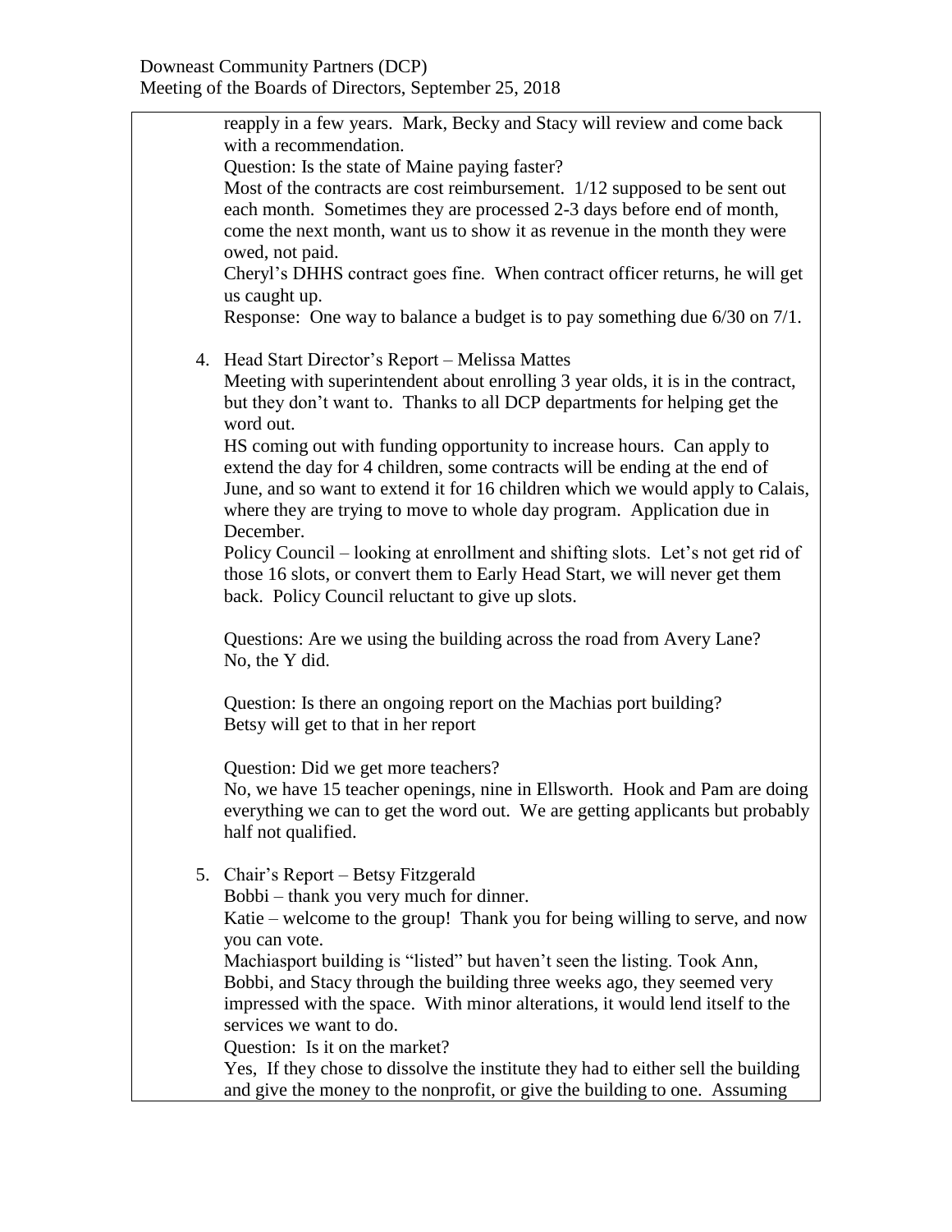reapply in a few years. Mark, Becky and Stacy will review and come back with a recommendation.

Question: Is the state of Maine paying faster?

Most of the contracts are cost reimbursement. 1/12 supposed to be sent out each month. Sometimes they are processed 2-3 days before end of month, come the next month, want us to show it as revenue in the month they were owed, not paid.

Cheryl's DHHS contract goes fine. When contract officer returns, he will get us caught up.

Response: One way to balance a budget is to pay something due 6/30 on 7/1.

4. Head Start Director's Report – Melissa Mattes

   Meeting with superintendent about enrolling 3 year olds, it is in the contract, but they don't want to. Thanks to all DCP departments for helping get the word out.

   HS coming out with funding opportunity to increase hours. Can apply to extend the day for 4 children, some contracts will be ending at the end of June, and so want to extend it for 16 children which we would apply to Calais, where they are trying to move to whole day program. Application due in December.

   Policy Council – looking at enrollment and shifting slots. Let's not get rid of those 16 slots, or convert them to Early Head Start, we will never get them back. Policy Council reluctant to give up slots.

   Questions: Are we using the building across the road from Avery Lane?
   No, the Y did.

   Question: Is there an ongoing report on the Machias port building?
   Betsy will get to that in her report

   Question: Did we get more teachers?
   No, we have 15 teacher openings, nine in Ellsworth. Hook and Pam are doing everything we can to get the word out. We are getting applicants but probably half not qualified.

5. Chair's Report – Betsy Fitzgerald

   Bobbi – thank you very much for dinner.

   Katie – welcome to the group! Thank you for being willing to serve, and now you can vote.

   Machiasport building is "listed" but haven't seen the listing. Took Ann, Bobbi, and Stacy through the building three weeks ago, they seemed very impressed with the space. With minor alterations, it would lend itself to the services we want to do.

   Question: Is it on the market?

   Yes, If they chose to dissolve the institute they had to either sell the building and give the money to the nonprofit, or give the building to one. Assuming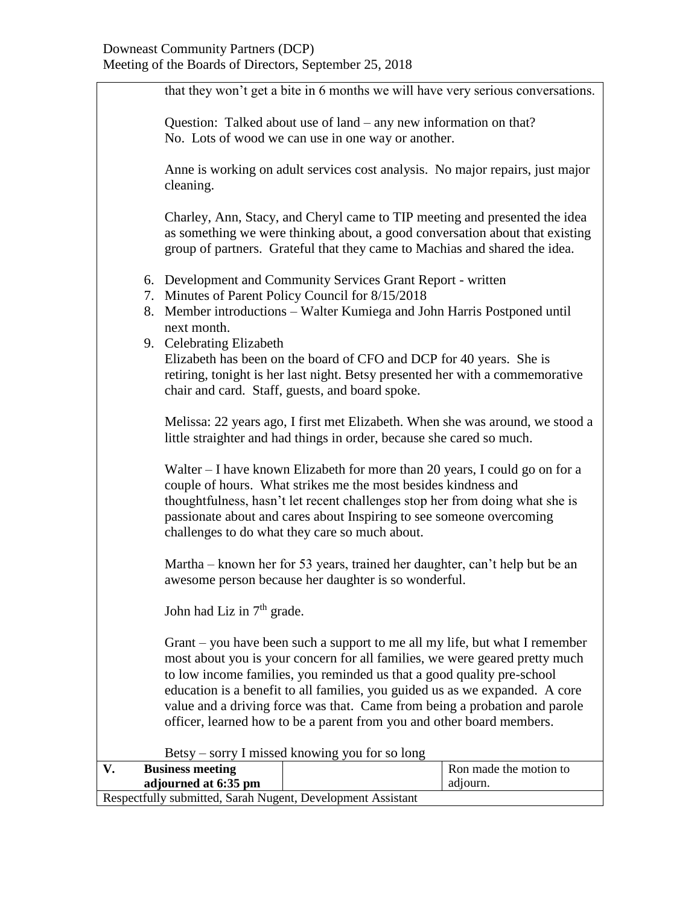that they won't get a bite in 6 months we will have very serious conversations.

Question: Talked about use of land – any new information on that?
No. Lots of wood we can use in one way or another.

Anne is working on adult services cost analysis. No major repairs, just major cleaning.

Charley, Ann, Stacy, and Cheryl came to TIP meeting and presented the idea as something we were thinking about, a good conversation about that existing group of partners. Grateful that they came to Machias and shared the idea.

6. Development and Community Services Grant Report - written
7. Minutes of Parent Policy Council for 8/15/2018
8. Member introductions – Walter Kumiega and John Harris Postponed until next month.
9. Celebrating Elizabeth
   Elizabeth has been on the board of CFO and DCP for 40 years. She is retiring, tonight is her last night. Betsy presented her with a commemorative chair and card. Staff, guests, and board spoke.

   Melissa: 22 years ago, I first met Elizabeth. When she was around, we stood a little straighter and had things in order, because she cared so much.

   Walter – I have known Elizabeth for more than 20 years, I could go on for a couple of hours. What strikes me the most besides kindness and thoughtfulness, hasn't let recent challenges stop her from doing what she is passionate about and cares about Inspiring to see someone overcoming challenges to do what they care so much about.

   Martha – known her for 53 years, trained her daughter, can't help but be an awesome person because her daughter is so wonderful.

   John had Liz in 7th grade.

   Grant – you have been such a support to me all my life, but what I remember most about you is your concern for all families, we were geared pretty much to low income families, you reminded us that a good quality pre-school education is a benefit to all families, you guided us as we expanded. A core value and a driving force was that. Came from being a probation and parole officer, learned how to be a parent from you and other board members.

   Betsy – sorry I missed knowing you for so long

| | | |
|---|---|---|
| **V. Business meeting adjourned at 6:35 pm** | | Ron made the motion to adjourn. |

Respectfully submitted, Sarah Nugent, Development Assistant